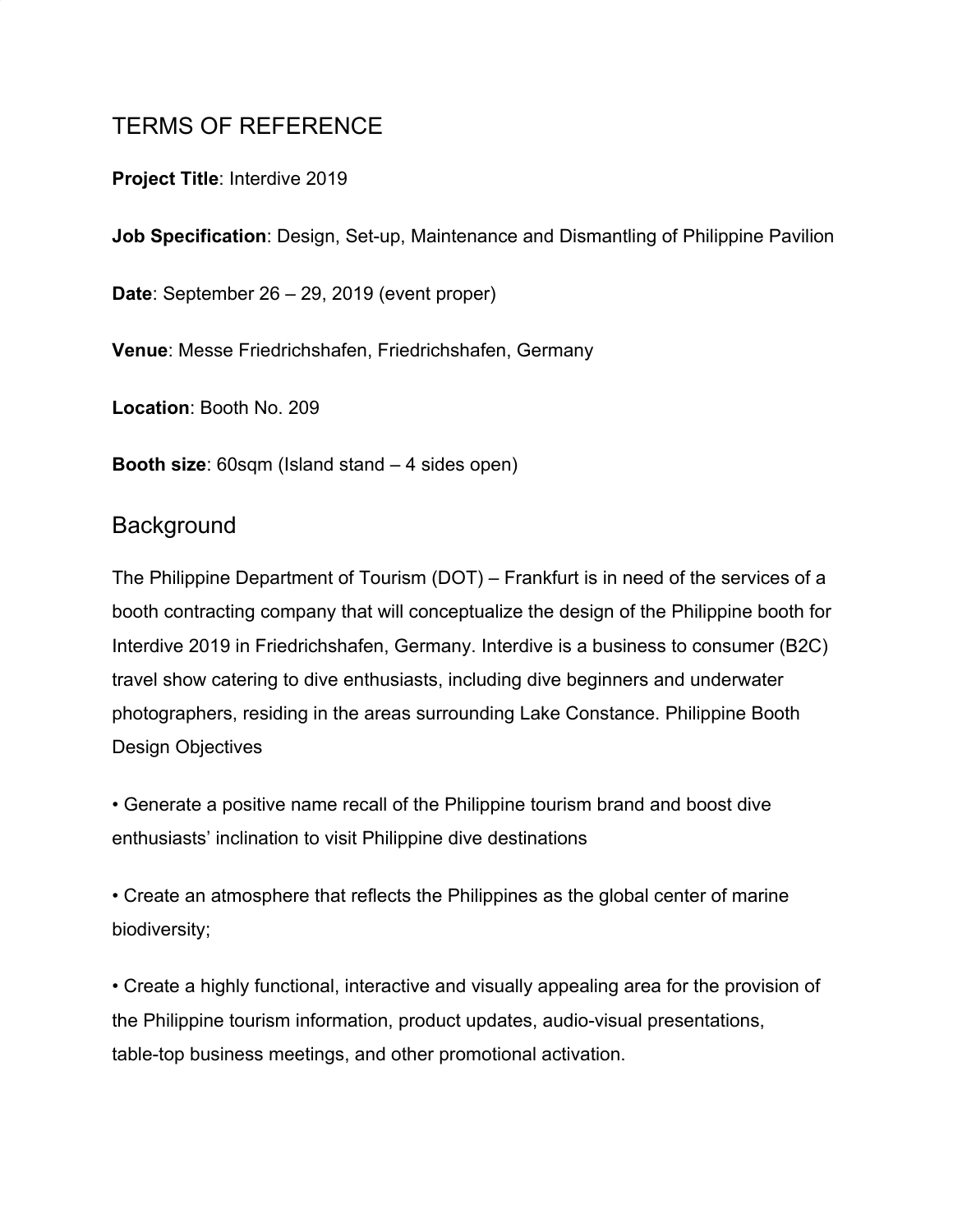# TERMS OF REFERENCE

**Project Title**: Interdive 2019

**Job Specification**: Design, Set-up, Maintenance and Dismantling of Philippine Pavilion

**Date**: September 26 – 29, 2019 (event proper)

**Venue**: Messe Friedrichshafen, Friedrichshafen, Germany

**Location**: Booth No. 209

**Booth size**: 60sqm (Island stand – 4 sides open)

## Background

The Philippine Department of Tourism (DOT) – Frankfurt is in need of the services of a booth contracting company that will conceptualize the design of the Philippine booth for Interdive 2019 in Friedrichshafen, Germany. Interdive is a business to consumer (B2C) travel show catering to dive enthusiasts, including dive beginners and underwater photographers, residing in the areas surrounding Lake Constance. Philippine Booth Design Objectives

• Generate a positive name recall of the Philippine tourism brand and boost dive enthusiasts' inclination to visit Philippine dive destinations

• Create an atmosphere that reflects the Philippines as the global center of marine biodiversity;

• Create a highly functional, interactive and visually appealing area for the provision of the Philippine tourism information, product updates, audio-visual presentations, table-top business meetings, and other promotional activation.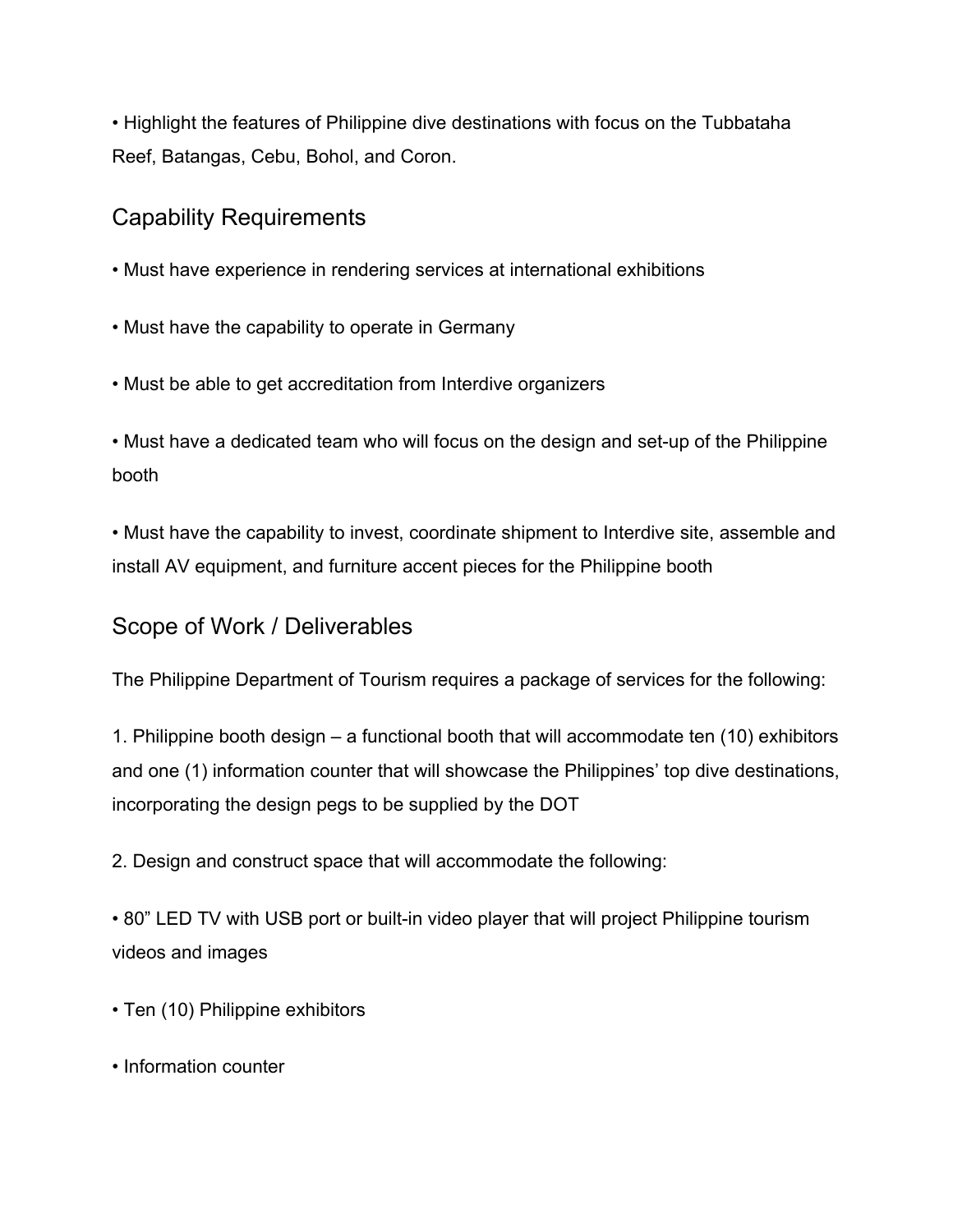- Highlight the features of Philippine dive destinations with focus on the Tubbataha Reef, Batangas, Cebu, Bohol, and Coron.

## Capability Requirements

- Must have experience in rendering services at international exhibitions
- Must have the capability to operate in Germany
- Must be able to get accreditation from Interdive organizers
- Must have a dedicated team who will focus on the design and set-up of the Philippine booth
- Must have the capability to invest, coordinate shipment to Interdive site, assemble and install AV equipment, and furniture accent pieces for the Philippine booth

## Scope of Work / Deliverables

The Philippine Department of Tourism requires a package of services for the following:

1. Philippine booth design – a functional booth that will accommodate ten (10) exhibitors and one (1) information counter that will showcase the Philippines' top dive destinations, incorporating the design pegs to be supplied by the DOT

2. Design and construct space that will accommodate the following:

- 80" LED TV with USB port or built-in video player that will project Philippine tourism videos and images
- Ten (10) Philippine exhibitors
- Information counter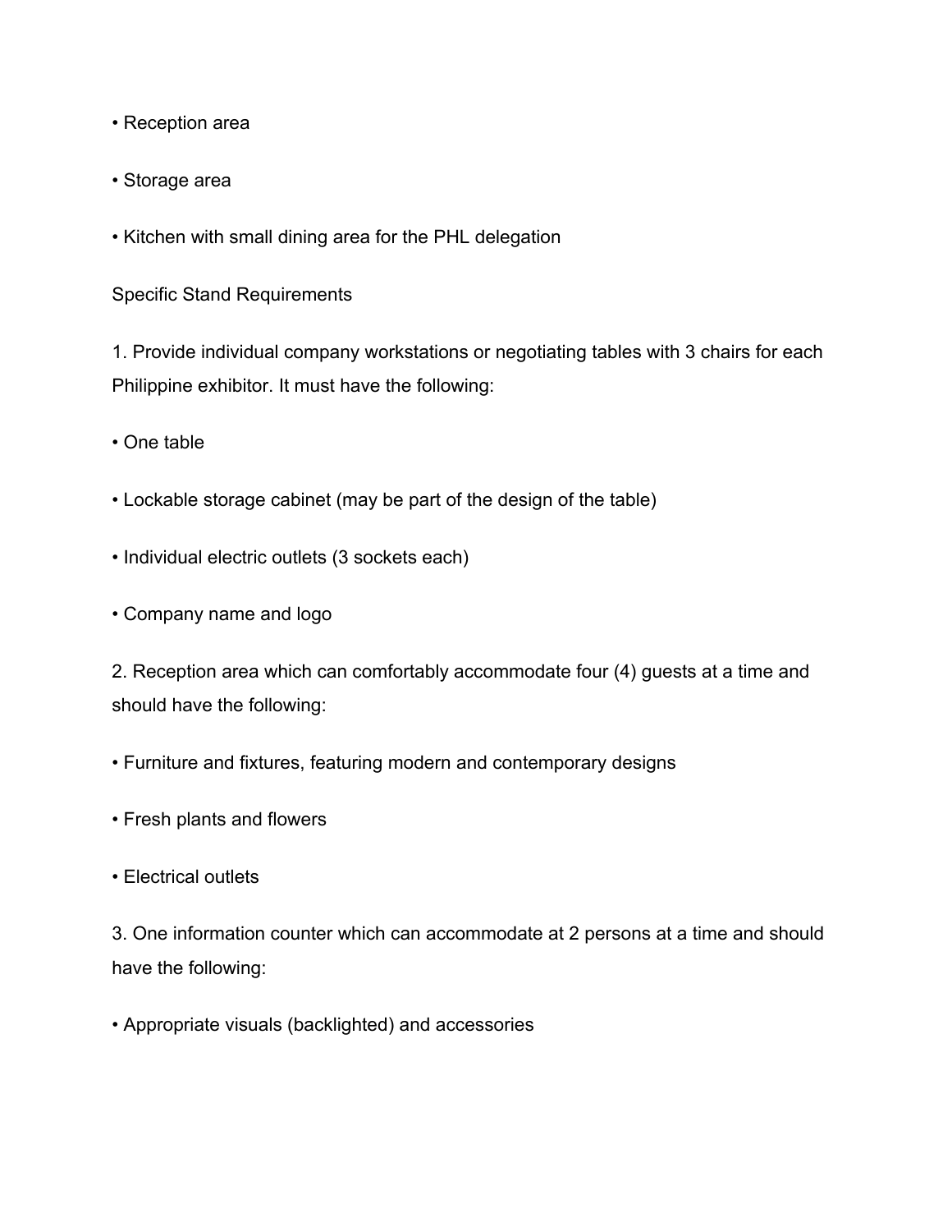- Reception area
- Storage area
- Kitchen with small dining area for the PHL delegation

Specific Stand Requirements

1. Provide individual company workstations or negotiating tables with 3 chairs for each Philippine exhibitor. It must have the following:

- One table
- Lockable storage cabinet (may be part of the design of the table)
- Individual electric outlets (3 sockets each)
- Company name and logo

2. Reception area which can comfortably accommodate four (4) guests at a time and should have the following:

- Furniture and fixtures, featuring modern and contemporary designs
- Fresh plants and flowers
- Electrical outlets

3. One information counter which can accommodate at 2 persons at a time and should have the following:

- Appropriate visuals (backlighted) and accessories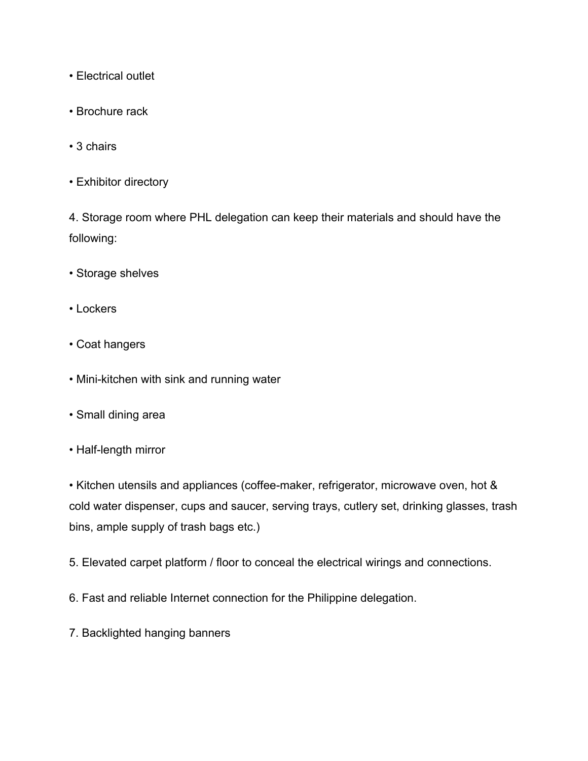- Electrical outlet
- Brochure rack
- 3 chairs
- Exhibitor directory

4. Storage room where PHL delegation can keep their materials and should have the following:

- Storage shelves
- Lockers
- Coat hangers
- Mini-kitchen with sink and running water
- Small dining area
- Half-length mirror
- Kitchen utensils and appliances (coffee-maker, refrigerator, microwave oven, hot & cold water dispenser, cups and saucer, serving trays, cutlery set, drinking glasses, trash bins, ample supply of trash bags etc.)

5. Elevated carpet platform / floor to conceal the electrical wirings and connections.

6. Fast and reliable Internet connection for the Philippine delegation.

7. Backlighted hanging banners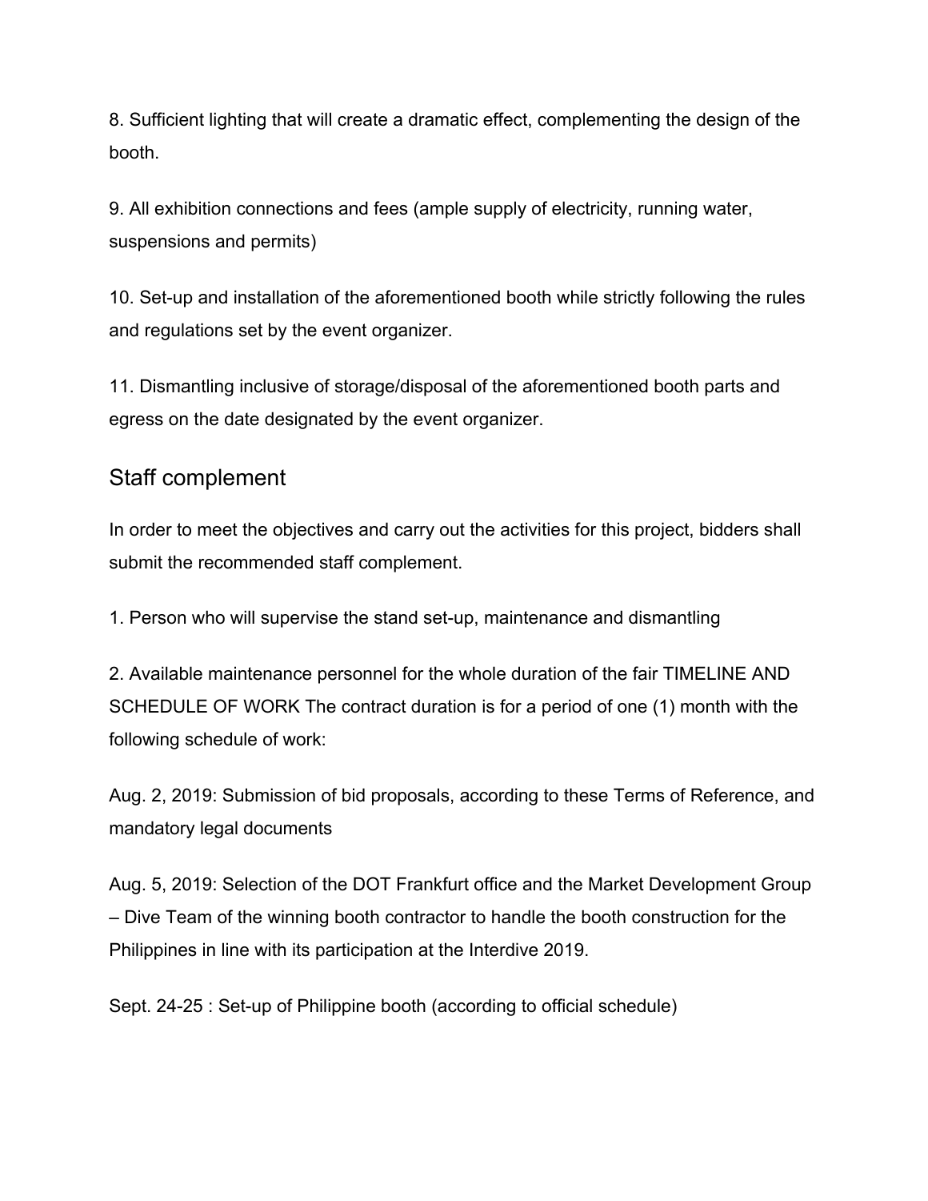8. Sufficient lighting that will create a dramatic effect, complementing the design of the booth.

9. All exhibition connections and fees (ample supply of electricity, running water, suspensions and permits)

10. Set-up and installation of the aforementioned booth while strictly following the rules and regulations set by the event organizer.

11. Dismantling inclusive of storage/disposal of the aforementioned booth parts and egress on the date designated by the event organizer.

## Staff complement

In order to meet the objectives and carry out the activities for this project, bidders shall submit the recommended staff complement.

1. Person who will supervise the stand set-up, maintenance and dismantling

2. Available maintenance personnel for the whole duration of the fair TIMELINE AND SCHEDULE OF WORK The contract duration is for a period of one (1) month with the following schedule of work:

Aug. 2, 2019: Submission of bid proposals, according to these Terms of Reference, and mandatory legal documents

Aug. 5, 2019: Selection of the DOT Frankfurt office and the Market Development Group – Dive Team of the winning booth contractor to handle the booth construction for the Philippines in line with its participation at the Interdive 2019.

Sept. 24-25 : Set-up of Philippine booth (according to official schedule)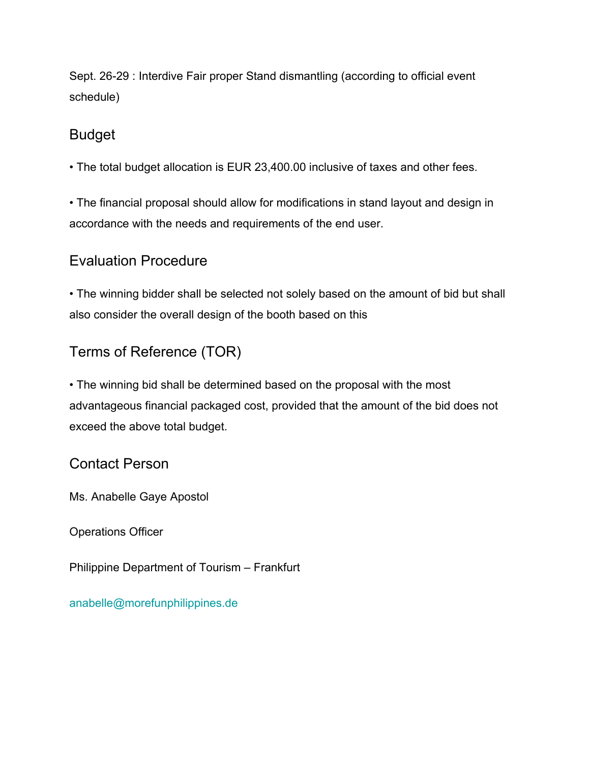Sept. 26-29 : Interdive Fair proper Stand dismantling (according to official event schedule)

## Budget

• The total budget allocation is EUR 23,400.00 inclusive of taxes and other fees.

• The financial proposal should allow for modifications in stand layout and design in accordance with the needs and requirements of the end user.

## Evaluation Procedure

• The winning bidder shall be selected not solely based on the amount of bid but shall also consider the overall design of the booth based on this

## Terms of Reference (TOR)

• The winning bid shall be determined based on the proposal with the most advantageous financial packaged cost, provided that the amount of the bid does not exceed the above total budget.

## Contact Person

Ms. Anabelle Gaye Apostol

Operations Officer

Philippine Department of Tourism – Frankfurt

anabelle@morefunphilippines.de